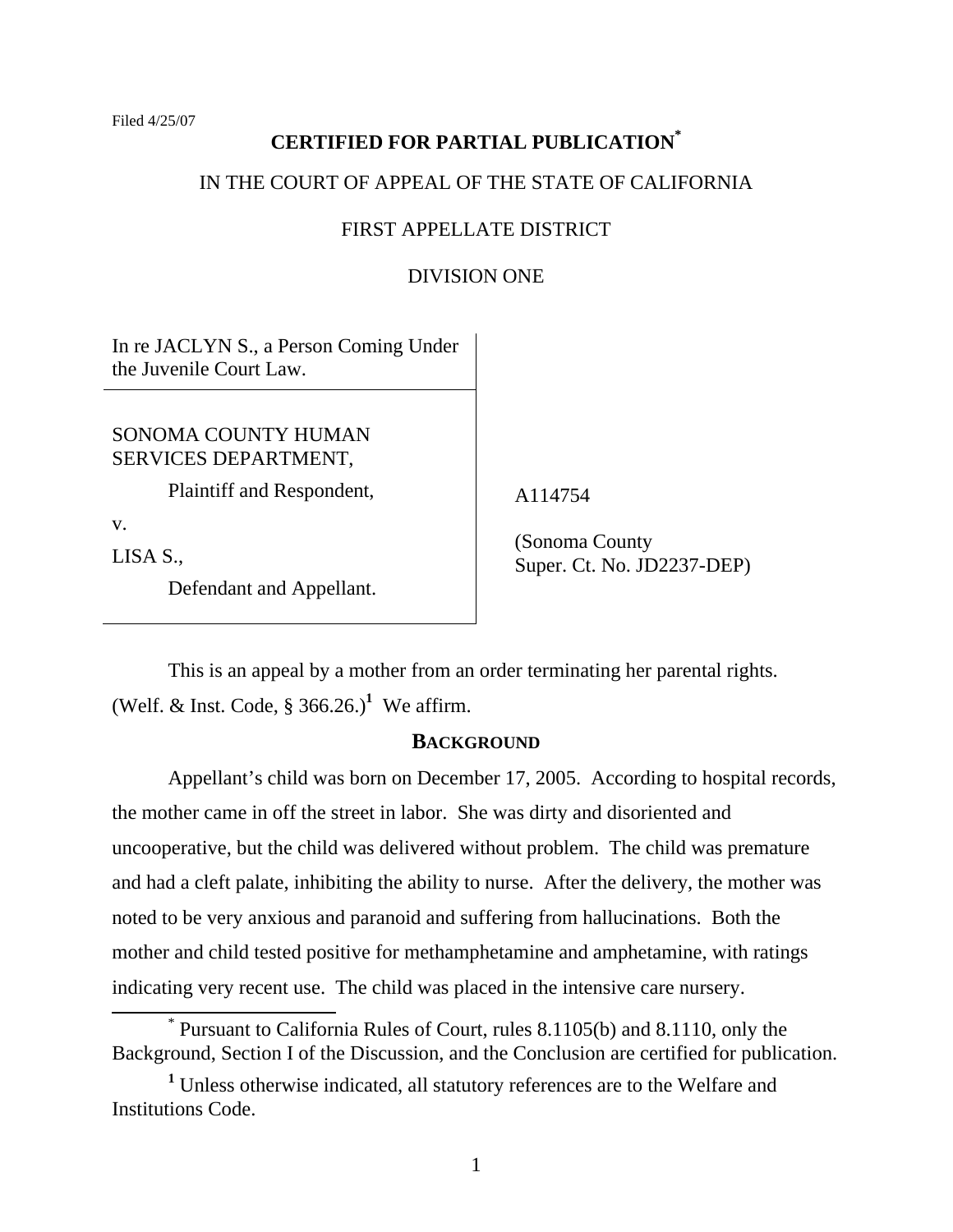Filed 4/25/07

**CERTIFIED FOR PARTIAL PUBLICATION[*]**

IN THE COURT OF APPEAL OF THE STATE OF CALIFORNIA

FIRST APPELLATE DISTRICT

DIVISION ONE

| | |
|---|---|
| In re JACLYN S., a Person Coming Under the Juvenile Court Law. | |
| SONOMA COUNTY HUMAN SERVICES DEPARTMENT,<br>Plaintiff and Respondent,<br>v.<br>LISA S.,<br>Defendant and Appellant. | A114754<br><br>(Sonoma County Super. Ct. No. JD2237-DEP) |

This is an appeal by a mother from an order terminating her parental rights. (Welf. & Inst. Code, § 366.26.)[1] We affirm.

## BACKGROUND

Appellant's child was born on December 17, 2005. According to hospital records, the mother came in off the street in labor. She was dirty and disoriented and uncooperative, but the child was delivered without problem. The child was premature and had a cleft palate, inhibiting the ability to nurse. After the delivery, the mother was noted to be very anxious and paranoid and suffering from hallucinations. Both the mother and child tested positive for methamphetamine and amphetamine, with ratings indicating very recent use. The child was placed in the intensive care nursery.

---

[*] Pursuant to California Rules of Court, rules 8.1105(b) and 8.1110, only the Background, Section I of the Discussion, and the Conclusion are certified for publication.

[1] Unless otherwise indicated, all statutory references are to the Welfare and Institutions Code.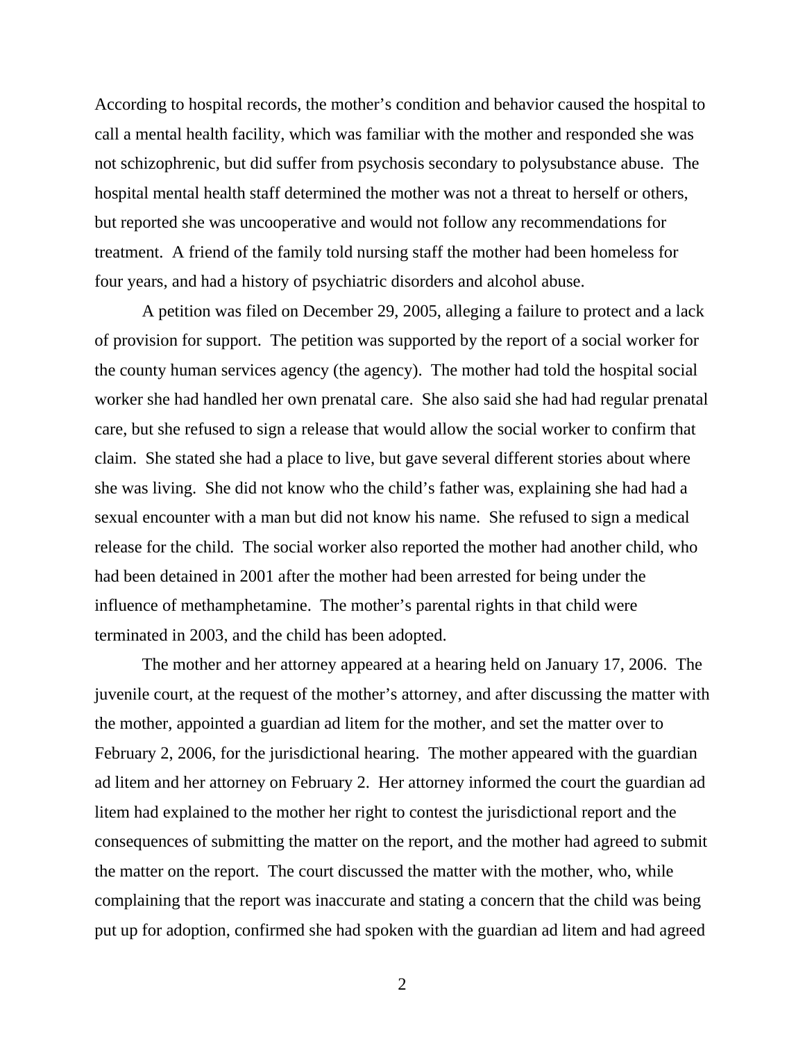According to hospital records, the mother's condition and behavior caused the hospital to call a mental health facility, which was familiar with the mother and responded she was not schizophrenic, but did suffer from psychosis secondary to polysubstance abuse. The hospital mental health staff determined the mother was not a threat to herself or others, but reported she was uncooperative and would not follow any recommendations for treatment. A friend of the family told nursing staff the mother had been homeless for four years, and had a history of psychiatric disorders and alcohol abuse.

A petition was filed on December 29, 2005, alleging a failure to protect and a lack of provision for support. The petition was supported by the report of a social worker for the county human services agency (the agency). The mother had told the hospital social worker she had handled her own prenatal care. She also said she had had regular prenatal care, but she refused to sign a release that would allow the social worker to confirm that claim. She stated she had a place to live, but gave several different stories about where she was living. She did not know who the child's father was, explaining she had had a sexual encounter with a man but did not know his name. She refused to sign a medical release for the child. The social worker also reported the mother had another child, who had been detained in 2001 after the mother had been arrested for being under the influence of methamphetamine. The mother's parental rights in that child were terminated in 2003, and the child has been adopted.

The mother and her attorney appeared at a hearing held on January 17, 2006. The juvenile court, at the request of the mother's attorney, and after discussing the matter with the mother, appointed a guardian ad litem for the mother, and set the matter over to February 2, 2006, for the jurisdictional hearing. The mother appeared with the guardian ad litem and her attorney on February 2. Her attorney informed the court the guardian ad litem had explained to the mother her right to contest the jurisdictional report and the consequences of submitting the matter on the report, and the mother had agreed to submit the matter on the report. The court discussed the matter with the mother, who, while complaining that the report was inaccurate and stating a concern that the child was being put up for adoption, confirmed she had spoken with the guardian ad litem and had agreed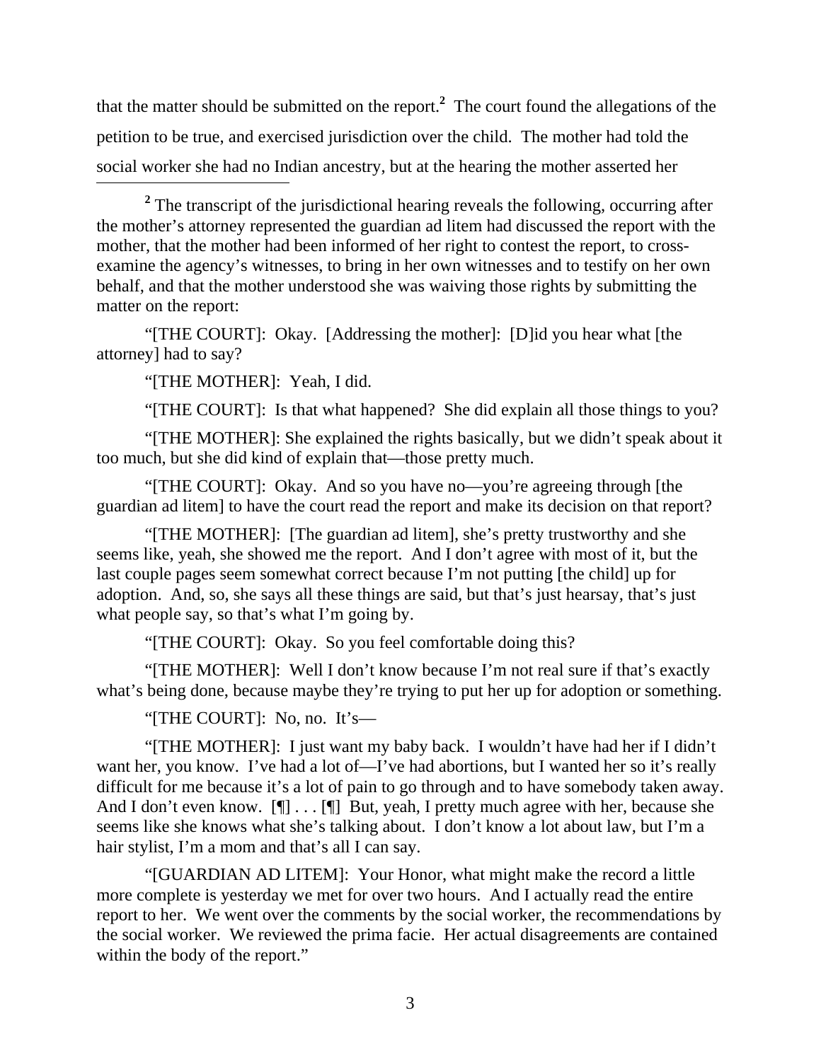that the matter should be submitted on the report.[2] The court found the allegations of the petition to be true, and exercised jurisdiction over the child. The mother had told the social worker she had no Indian ancestry, but at the hearing the mother asserted her

---

[2] The transcript of the jurisdictional hearing reveals the following, occurring after the mother's attorney represented the guardian ad litem had discussed the report with the mother, that the mother had been informed of her right to contest the report, to cross-examine the agency's witnesses, to bring in her own witnesses and to testify on her own behalf, and that the mother understood she was waiving those rights by submitting the matter on the report:

"[THE COURT]: Okay. [Addressing the mother]: [D]id you hear what [the attorney] had to say?

"[THE MOTHER]: Yeah, I did.

"[THE COURT]: Is that what happened? She did explain all those things to you?

"[THE MOTHER]: She explained the rights basically, but we didn't speak about it too much, but she did kind of explain that—those pretty much.

"[THE COURT]: Okay. And so you have no—you're agreeing through [the guardian ad litem] to have the court read the report and make its decision on that report?

"[THE MOTHER]: [The guardian ad litem], she's pretty trustworthy and she seems like, yeah, she showed me the report. And I don't agree with most of it, but the last couple pages seem somewhat correct because I'm not putting [the child] up for adoption. And, so, she says all these things are said, but that's just hearsay, that's just what people say, so that's what I'm going by.

"[THE COURT]: Okay. So you feel comfortable doing this?

"[THE MOTHER]: Well I don't know because I'm not real sure if that's exactly what's being done, because maybe they're trying to put her up for adoption or something.

"[THE COURT]: No, no. It's—

"[THE MOTHER]: I just want my baby back. I wouldn't have had her if I didn't want her, you know. I've had a lot of—I've had abortions, but I wanted her so it's really difficult for me because it's a lot of pain to go through and to have somebody taken away. And I don't even know. [¶] . . . [¶] But, yeah, I pretty much agree with her, because she seems like she knows what she's talking about. I don't know a lot about law, but I'm a hair stylist, I'm a mom and that's all I can say.

"[GUARDIAN AD LITEM]: Your Honor, what might make the record a little more complete is yesterday we met for over two hours. And I actually read the entire report to her. We went over the comments by the social worker, the recommendations by the social worker. We reviewed the prima facie. Her actual disagreements are contained within the body of the report."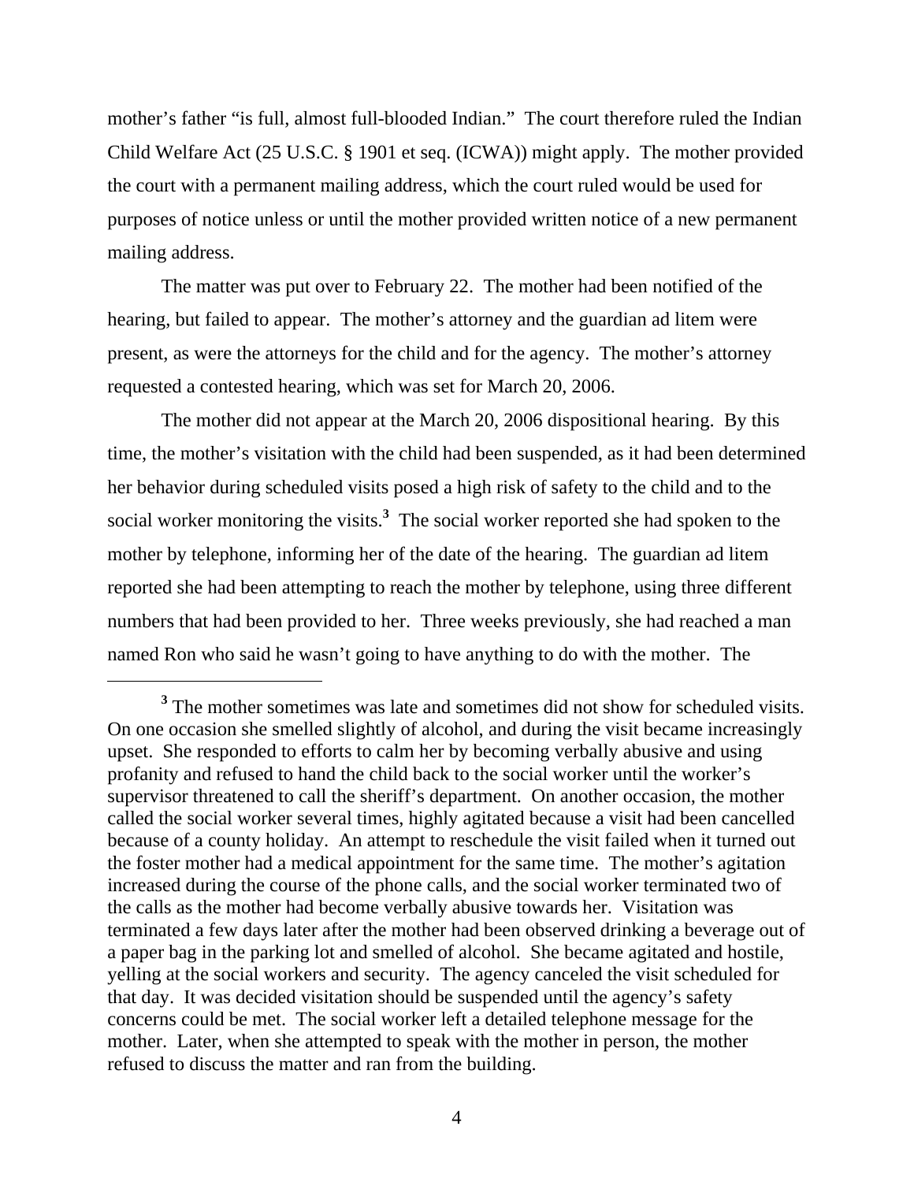mother's father "is full, almost full-blooded Indian." The court therefore ruled the Indian Child Welfare Act (25 U.S.C. § 1901 et seq. (ICWA)) might apply. The mother provided the court with a permanent mailing address, which the court ruled would be used for purposes of notice unless or until the mother provided written notice of a new permanent mailing address.

The matter was put over to February 22. The mother had been notified of the hearing, but failed to appear. The mother's attorney and the guardian ad litem were present, as were the attorneys for the child and for the agency. The mother's attorney requested a contested hearing, which was set for March 20, 2006.

The mother did not appear at the March 20, 2006 dispositional hearing. By this time, the mother's visitation with the child had been suspended, as it had been determined her behavior during scheduled visits posed a high risk of safety to the child and to the social worker monitoring the visits.[3] The social worker reported she had spoken to the mother by telephone, informing her of the date of the hearing. The guardian ad litem reported she had been attempting to reach the mother by telephone, using three different numbers that had been provided to her. Three weeks previously, she had reached a man named Ron who said he wasn't going to have anything to do with the mother. The

---

[3] The mother sometimes was late and sometimes did not show for scheduled visits. On one occasion she smelled slightly of alcohol, and during the visit became increasingly upset. She responded to efforts to calm her by becoming verbally abusive and using profanity and refused to hand the child back to the social worker until the worker's supervisor threatened to call the sheriff's department. On another occasion, the mother called the social worker several times, highly agitated because a visit had been cancelled because of a county holiday. An attempt to reschedule the visit failed when it turned out the foster mother had a medical appointment for the same time. The mother's agitation increased during the course of the phone calls, and the social worker terminated two of the calls as the mother had become verbally abusive towards her. Visitation was terminated a few days later after the mother had been observed drinking a beverage out of a paper bag in the parking lot and smelled of alcohol. She became agitated and hostile, yelling at the social workers and security. The agency canceled the visit scheduled for that day. It was decided visitation should be suspended until the agency's safety concerns could be met. The social worker left a detailed telephone message for the mother. Later, when she attempted to speak with the mother in person, the mother refused to discuss the matter and ran from the building.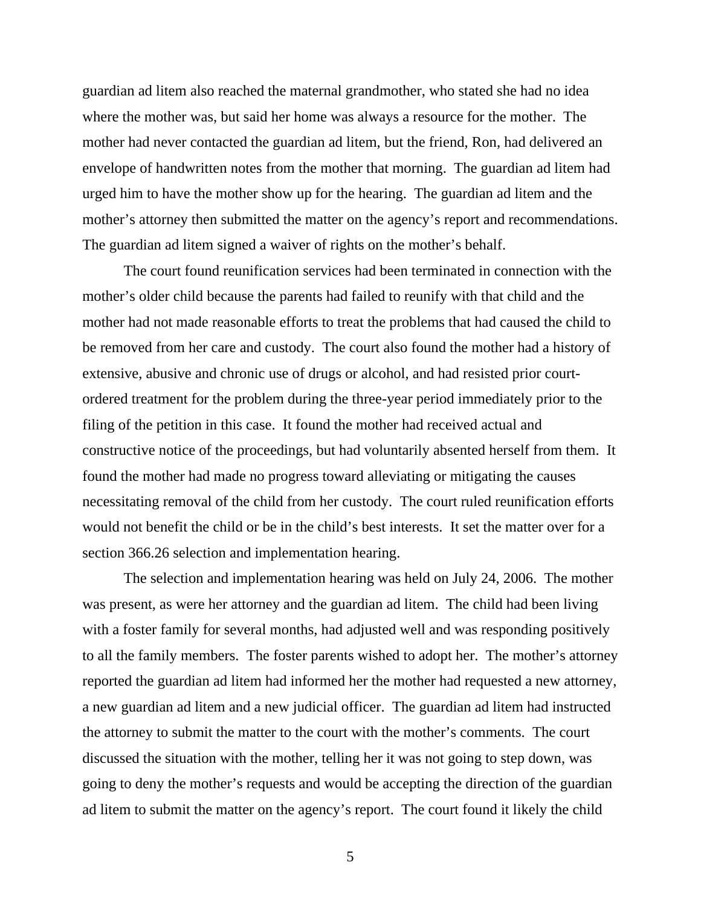guardian ad litem also reached the maternal grandmother, who stated she had no idea where the mother was, but said her home was always a resource for the mother. The mother had never contacted the guardian ad litem, but the friend, Ron, had delivered an envelope of handwritten notes from the mother that morning. The guardian ad litem had urged him to have the mother show up for the hearing. The guardian ad litem and the mother's attorney then submitted the matter on the agency's report and recommendations. The guardian ad litem signed a waiver of rights on the mother's behalf.

The court found reunification services had been terminated in connection with the mother's older child because the parents had failed to reunify with that child and the mother had not made reasonable efforts to treat the problems that had caused the child to be removed from her care and custody. The court also found the mother had a history of extensive, abusive and chronic use of drugs or alcohol, and had resisted prior court-ordered treatment for the problem during the three-year period immediately prior to the filing of the petition in this case. It found the mother had received actual and constructive notice of the proceedings, but had voluntarily absented herself from them. It found the mother had made no progress toward alleviating or mitigating the causes necessitating removal of the child from her custody. The court ruled reunification efforts would not benefit the child or be in the child's best interests. It set the matter over for a section 366.26 selection and implementation hearing.

The selection and implementation hearing was held on July 24, 2006. The mother was present, as were her attorney and the guardian ad litem. The child had been living with a foster family for several months, had adjusted well and was responding positively to all the family members. The foster parents wished to adopt her. The mother's attorney reported the guardian ad litem had informed her the mother had requested a new attorney, a new guardian ad litem and a new judicial officer. The guardian ad litem had instructed the attorney to submit the matter to the court with the mother's comments. The court discussed the situation with the mother, telling her it was not going to step down, was going to deny the mother's requests and would be accepting the direction of the guardian ad litem to submit the matter on the agency's report. The court found it likely the child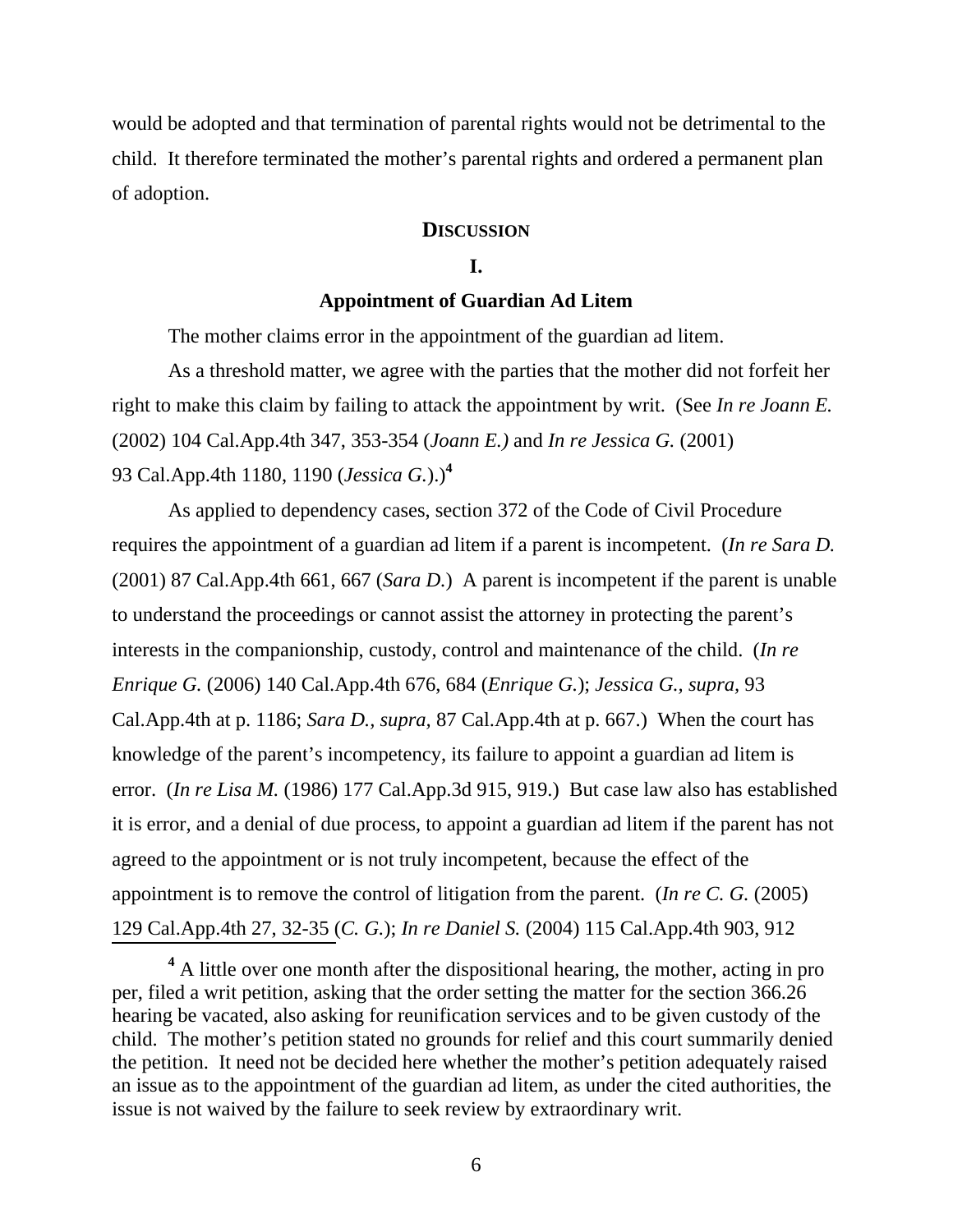would be adopted and that termination of parental rights would not be detrimental to the child. It therefore terminated the mother's parental rights and ordered a permanent plan of adoption.

## **DISCUSSION**

### **I.**

### **Appointment of Guardian Ad Litem**

The mother claims error in the appointment of the guardian ad litem.

As a threshold matter, we agree with the parties that the mother did not forfeit her right to make this claim by failing to attack the appointment by writ. (See *In re Joann E.* (2002) 104 Cal.App.4th 347, 353-354 (*Joann E.)* and *In re Jessica G.* (2001) 93 Cal.App.4th 1180, 1190 (*Jessica G.*).)[4]

As applied to dependency cases, section 372 of the Code of Civil Procedure requires the appointment of a guardian ad litem if a parent is incompetent. (*In re Sara D.* (2001) 87 Cal.App.4th 661, 667 (*Sara D.*) A parent is incompetent if the parent is unable to understand the proceedings or cannot assist the attorney in protecting the parent's interests in the companionship, custody, control and maintenance of the child. (*In re Enrique G.* (2006) 140 Cal.App.4th 676, 684 (*Enrique G.*); *Jessica G., supra,* 93 Cal.App.4th at p. 1186; *Sara D., supra,* 87 Cal.App.4th at p. 667.) When the court has knowledge of the parent's incompetency, its failure to appoint a guardian ad litem is error. (*In re Lisa M.* (1986) 177 Cal.App.3d 915, 919.) But case law also has established it is error, and a denial of due process, to appoint a guardian ad litem if the parent has not agreed to the appointment or is not truly incompetent, because the effect of the appointment is to remove the control of litigation from the parent. (*In re C. G.* (2005) 129 Cal.App.4th 27, 32-35 (*C. G.*); *In re Daniel S.* (2004) 115 Cal.App.4th 903, 912

---

[4] A little over one month after the dispositional hearing, the mother, acting in pro per, filed a writ petition, asking that the order setting the matter for the section 366.26 hearing be vacated, also asking for reunification services and to be given custody of the child. The mother's petition stated no grounds for relief and this court summarily denied the petition. It need not be decided here whether the mother's petition adequately raised an issue as to the appointment of the guardian ad litem, as under the cited authorities, the issue is not waived by the failure to seek review by extraordinary writ.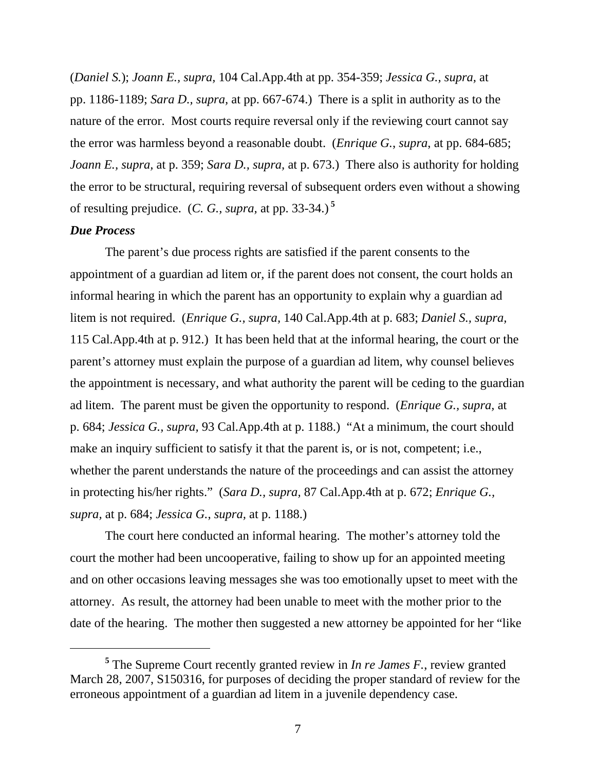(*Daniel S.*); *Joann E., supra,* 104 Cal.App.4th at pp. 354-359; *Jessica G., supra,* at pp. 1186-1189; *Sara D., supra,* at pp. 667-674.) There is a split in authority as to the nature of the error. Most courts require reversal only if the reviewing court cannot say the error was harmless beyond a reasonable doubt. (*Enrique G., supra,* at pp. 684-685; *Joann E., supra,* at p. 359; *Sara D., supra,* at p. 673.) There also is authority for holding the error to be structural, requiring reversal of subsequent orders even without a showing of resulting prejudice. (*C. G., supra,* at pp. 33-34.) [5]

***Due Process***

The parent's due process rights are satisfied if the parent consents to the appointment of a guardian ad litem or, if the parent does not consent, the court holds an informal hearing in which the parent has an opportunity to explain why a guardian ad litem is not required. (*Enrique G., supra,* 140 Cal.App.4th at p. 683; *Daniel S., supra,* 115 Cal.App.4th at p. 912.) It has been held that at the informal hearing, the court or the parent's attorney must explain the purpose of a guardian ad litem, why counsel believes the appointment is necessary, and what authority the parent will be ceding to the guardian ad litem. The parent must be given the opportunity to respond. (*Enrique G., supra,* at p. 684; *Jessica G., supra,* 93 Cal.App.4th at p. 1188.) "At a minimum, the court should make an inquiry sufficient to satisfy it that the parent is, or is not, competent; i.e., whether the parent understands the nature of the proceedings and can assist the attorney in protecting his/her rights." (*Sara D., supra,* 87 Cal.App.4th at p. 672; *Enrique G., supra,* at p. 684; *Jessica G., supra,* at p. 1188.)

The court here conducted an informal hearing. The mother's attorney told the court the mother had been uncooperative, failing to show up for an appointed meeting and on other occasions leaving messages she was too emotionally upset to meet with the attorney. As result, the attorney had been unable to meet with the mother prior to the date of the hearing. The mother then suggested a new attorney be appointed for her "like

---

[5] The Supreme Court recently granted review in *In re James F.*, review granted March 28, 2007, S150316, for purposes of deciding the proper standard of review for the erroneous appointment of a guardian ad litem in a juvenile dependency case.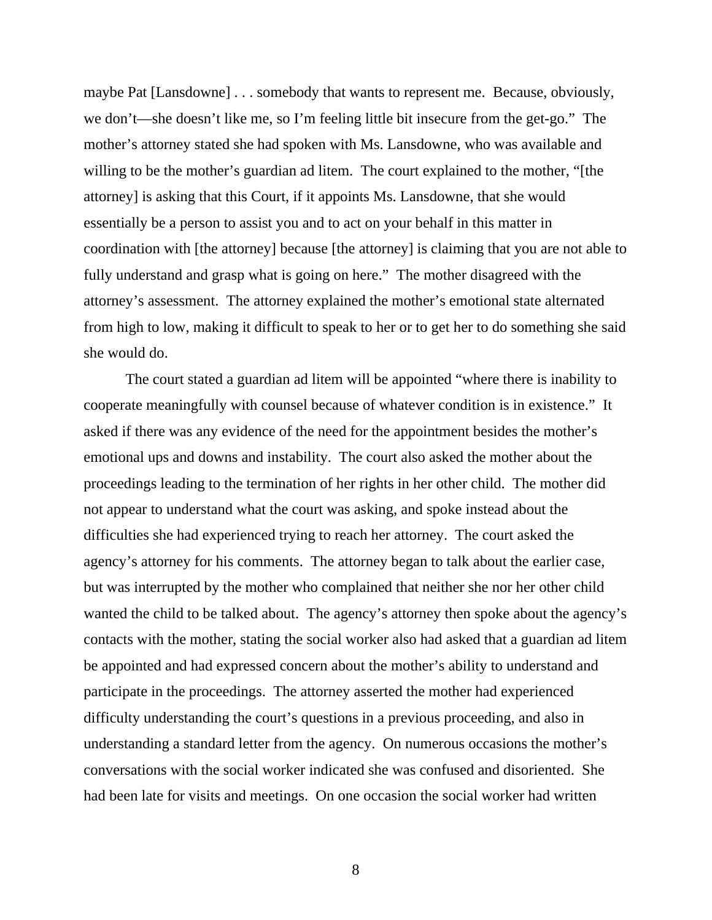maybe Pat [Lansdowne] . . . somebody that wants to represent me. Because, obviously, we don't—she doesn't like me, so I'm feeling little bit insecure from the get-go." The mother's attorney stated she had spoken with Ms. Lansdowne, who was available and willing to be the mother's guardian ad litem. The court explained to the mother, "[the attorney] is asking that this Court, if it appoints Ms. Lansdowne, that she would essentially be a person to assist you and to act on your behalf in this matter in coordination with [the attorney] because [the attorney] is claiming that you are not able to fully understand and grasp what is going on here." The mother disagreed with the attorney's assessment. The attorney explained the mother's emotional state alternated from high to low, making it difficult to speak to her or to get her to do something she said she would do.

The court stated a guardian ad litem will be appointed "where there is inability to cooperate meaningfully with counsel because of whatever condition is in existence." It asked if there was any evidence of the need for the appointment besides the mother's emotional ups and downs and instability. The court also asked the mother about the proceedings leading to the termination of her rights in her other child. The mother did not appear to understand what the court was asking, and spoke instead about the difficulties she had experienced trying to reach her attorney. The court asked the agency's attorney for his comments. The attorney began to talk about the earlier case, but was interrupted by the mother who complained that neither she nor her other child wanted the child to be talked about. The agency's attorney then spoke about the agency's contacts with the mother, stating the social worker also had asked that a guardian ad litem be appointed and had expressed concern about the mother's ability to understand and participate in the proceedings. The attorney asserted the mother had experienced difficulty understanding the court's questions in a previous proceeding, and also in understanding a standard letter from the agency. On numerous occasions the mother's conversations with the social worker indicated she was confused and disoriented. She had been late for visits and meetings. On one occasion the social worker had written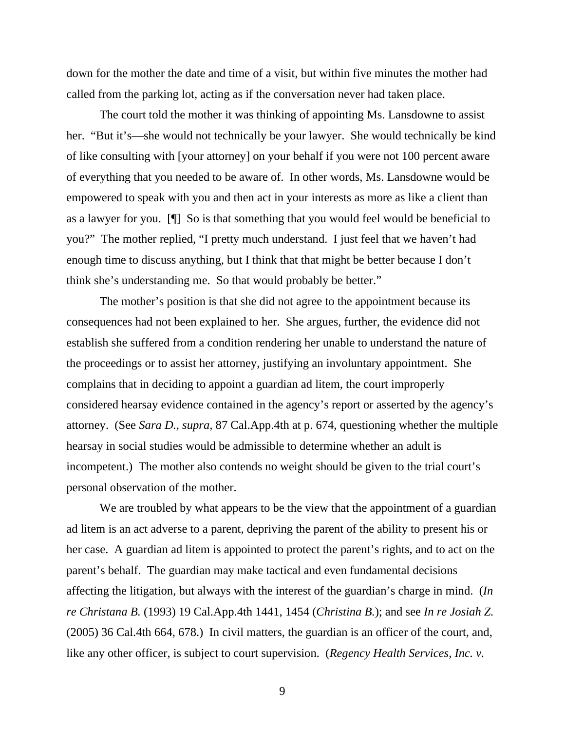down for the mother the date and time of a visit, but within five minutes the mother had called from the parking lot, acting as if the conversation never had taken place.

The court told the mother it was thinking of appointing Ms. Lansdowne to assist her. "But it's—she would not technically be your lawyer. She would technically be kind of like consulting with [your attorney] on your behalf if you were not 100 percent aware of everything that you needed to be aware of. In other words, Ms. Lansdowne would be empowered to speak with you and then act in your interests as more as like a client than as a lawyer for you. [¶] So is that something that you would feel would be beneficial to you?" The mother replied, "I pretty much understand. I just feel that we haven't had enough time to discuss anything, but I think that that might be better because I don't think she's understanding me. So that would probably be better."

The mother's position is that she did not agree to the appointment because its consequences had not been explained to her. She argues, further, the evidence did not establish she suffered from a condition rendering her unable to understand the nature of the proceedings or to assist her attorney, justifying an involuntary appointment. She complains that in deciding to appoint a guardian ad litem, the court improperly considered hearsay evidence contained in the agency's report or asserted by the agency's attorney. (See *Sara D.*, *supra,* 87 Cal.App.4th at p. 674, questioning whether the multiple hearsay in social studies would be admissible to determine whether an adult is incompetent.) The mother also contends no weight should be given to the trial court's personal observation of the mother.

We are troubled by what appears to be the view that the appointment of a guardian ad litem is an act adverse to a parent, depriving the parent of the ability to present his or her case. A guardian ad litem is appointed to protect the parent's rights, and to act on the parent's behalf. The guardian may make tactical and even fundamental decisions affecting the litigation, but always with the interest of the guardian's charge in mind. (*In re Christana B.* (1993) 19 Cal.App.4th 1441, 1454 (*Christina B.*); and see *In re Josiah Z.* (2005) 36 Cal.4th 664, 678.) In civil matters, the guardian is an officer of the court, and, like any other officer, is subject to court supervision. (*Regency Health Services, Inc. v.*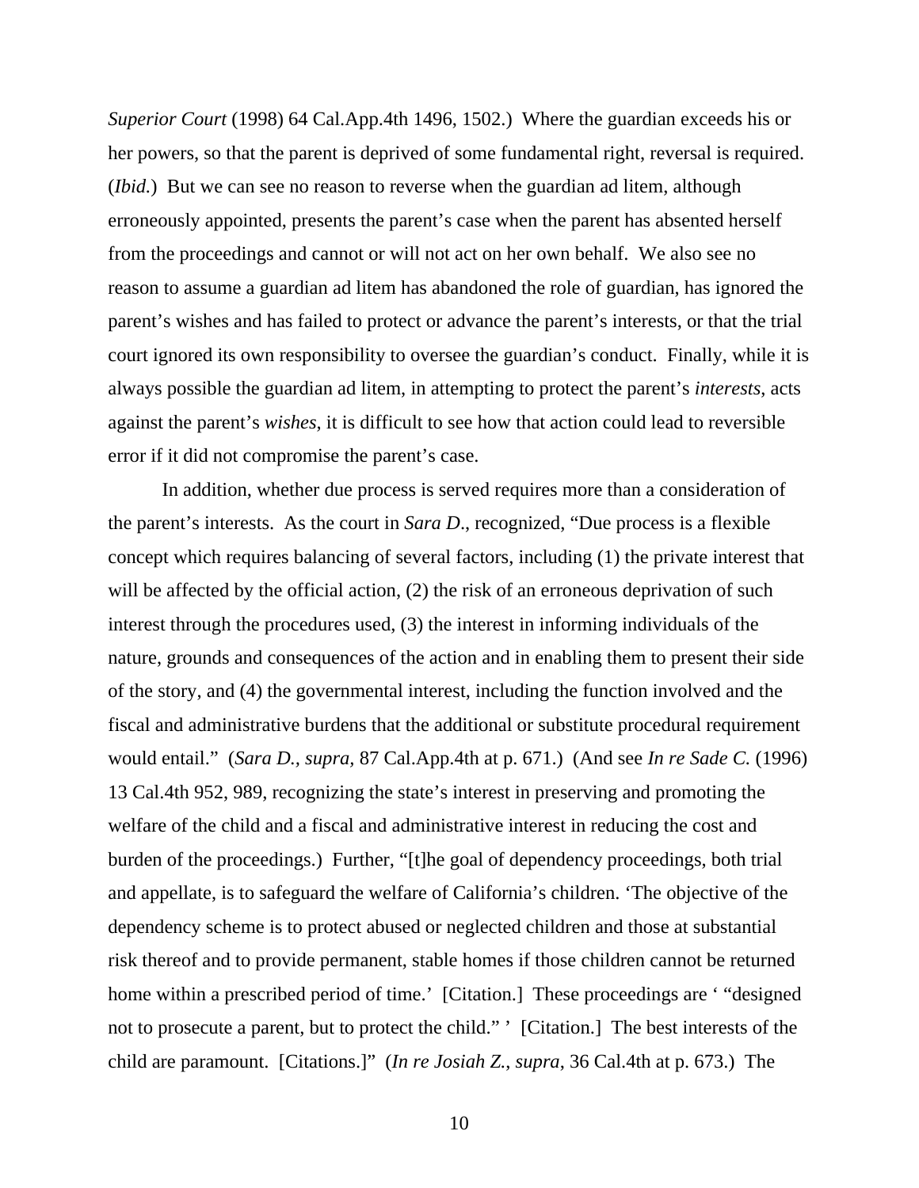*Superior Court* (1998) 64 Cal.App.4th 1496, 1502.) Where the guardian exceeds his or her powers, so that the parent is deprived of some fundamental right, reversal is required. (*Ibid.*) But we can see no reason to reverse when the guardian ad litem, although erroneously appointed, presents the parent's case when the parent has absented herself from the proceedings and cannot or will not act on her own behalf. We also see no reason to assume a guardian ad litem has abandoned the role of guardian, has ignored the parent's wishes and has failed to protect or advance the parent's interests, or that the trial court ignored its own responsibility to oversee the guardian's conduct. Finally, while it is always possible the guardian ad litem, in attempting to protect the parent's *interests*, acts against the parent's *wishes*, it is difficult to see how that action could lead to reversible error if it did not compromise the parent's case.

In addition, whether due process is served requires more than a consideration of the parent's interests. As the court in *Sara D*., recognized, "Due process is a flexible concept which requires balancing of several factors, including (1) the private interest that will be affected by the official action, (2) the risk of an erroneous deprivation of such interest through the procedures used, (3) the interest in informing individuals of the nature, grounds and consequences of the action and in enabling them to present their side of the story, and (4) the governmental interest, including the function involved and the fiscal and administrative burdens that the additional or substitute procedural requirement would entail." (*Sara D., supra,* 87 Cal.App.4th at p. 671.) (And see *In re Sade C.* (1996) 13 Cal.4th 952, 989, recognizing the state's interest in preserving and promoting the welfare of the child and a fiscal and administrative interest in reducing the cost and burden of the proceedings.) Further, "[t]he goal of dependency proceedings, both trial and appellate, is to safeguard the welfare of California's children. 'The objective of the dependency scheme is to protect abused or neglected children and those at substantial risk thereof and to provide permanent, stable homes if those children cannot be returned home within a prescribed period of time.' [Citation.] These proceedings are ' "designed not to prosecute a parent, but to protect the child." ' [Citation.] The best interests of the child are paramount. [Citations.]" (*In re Josiah Z., supra*, 36 Cal.4th at p. 673.) The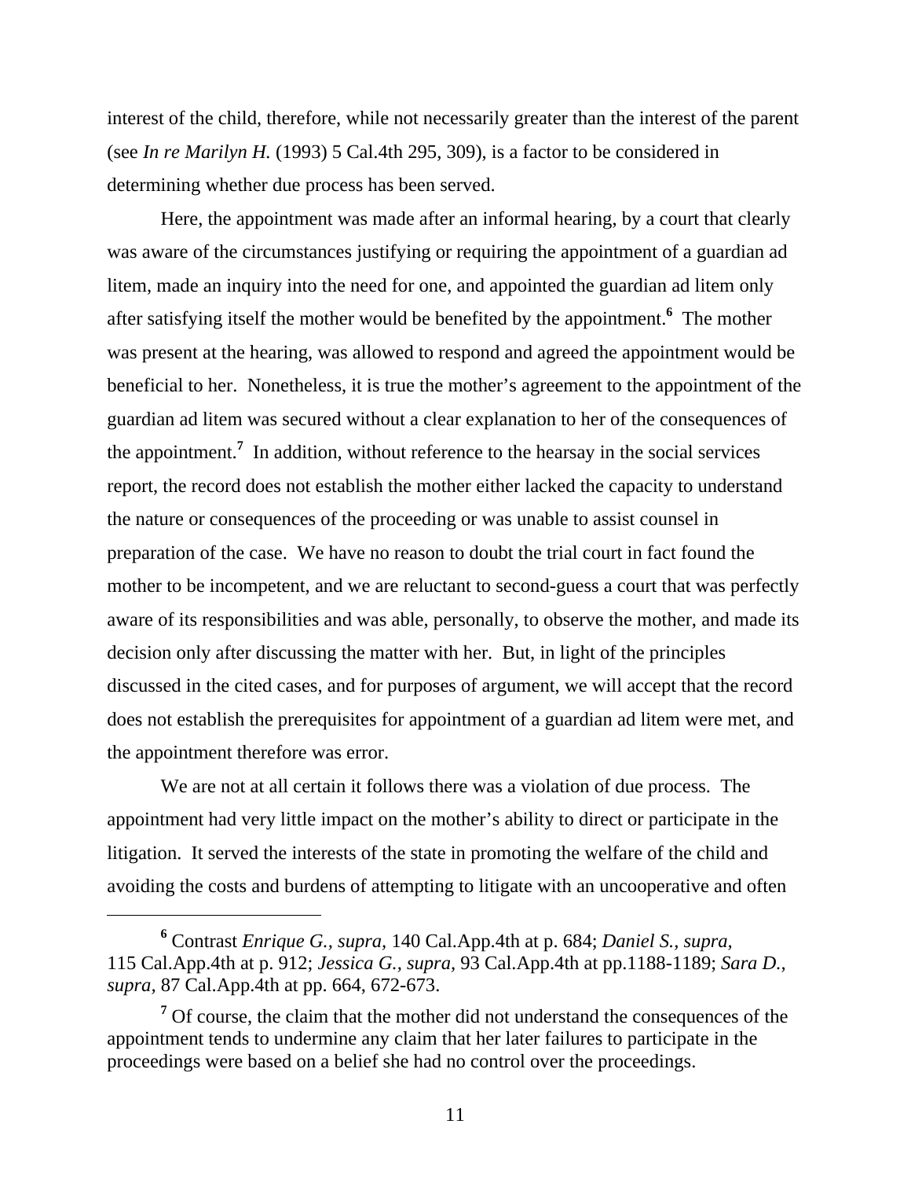interest of the child, therefore, while not necessarily greater than the interest of the parent (see *In re Marilyn H.* (1993) 5 Cal.4th 295, 309), is a factor to be considered in determining whether due process has been served.

Here, the appointment was made after an informal hearing, by a court that clearly was aware of the circumstances justifying or requiring the appointment of a guardian ad litem, made an inquiry into the need for one, and appointed the guardian ad litem only after satisfying itself the mother would be benefited by the appointment.[6] The mother was present at the hearing, was allowed to respond and agreed the appointment would be beneficial to her. Nonetheless, it is true the mother's agreement to the appointment of the guardian ad litem was secured without a clear explanation to her of the consequences of the appointment.[7] In addition, without reference to the hearsay in the social services report, the record does not establish the mother either lacked the capacity to understand the nature or consequences of the proceeding or was unable to assist counsel in preparation of the case. We have no reason to doubt the trial court in fact found the mother to be incompetent, and we are reluctant to second-guess a court that was perfectly aware of its responsibilities and was able, personally, to observe the mother, and made its decision only after discussing the matter with her. But, in light of the principles discussed in the cited cases, and for purposes of argument, we will accept that the record does not establish the prerequisites for appointment of a guardian ad litem were met, and the appointment therefore was error.

We are not at all certain it follows there was a violation of due process. The appointment had very little impact on the mother's ability to direct or participate in the litigation. It served the interests of the state in promoting the welfare of the child and avoiding the costs and burdens of attempting to litigate with an uncooperative and often

---

[6] Contrast *Enrique G., supra,* 140 Cal.App.4th at p. 684; *Daniel S., supra,* 115 Cal.App.4th at p. 912; *Jessica G., supra,* 93 Cal.App.4th at pp.1188-1189; *Sara D., supra,* 87 Cal.App.4th at pp. 664, 672-673.

[7] Of course, the claim that the mother did not understand the consequences of the appointment tends to undermine any claim that her later failures to participate in the proceedings were based on a belief she had no control over the proceedings.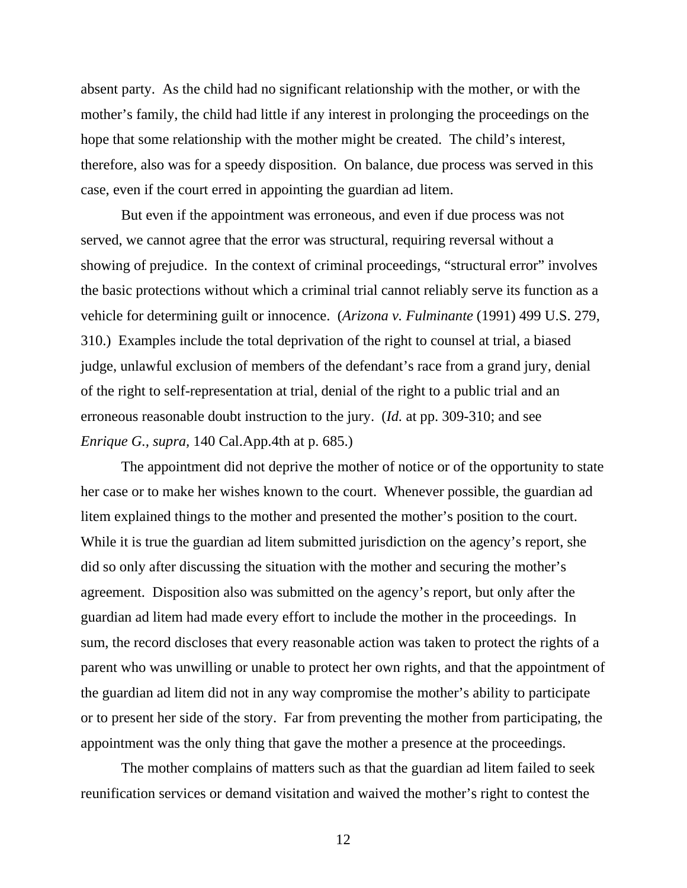absent party. As the child had no significant relationship with the mother, or with the mother's family, the child had little if any interest in prolonging the proceedings on the hope that some relationship with the mother might be created. The child's interest, therefore, also was for a speedy disposition. On balance, due process was served in this case, even if the court erred in appointing the guardian ad litem.

But even if the appointment was erroneous, and even if due process was not served, we cannot agree that the error was structural, requiring reversal without a showing of prejudice. In the context of criminal proceedings, "structural error" involves the basic protections without which a criminal trial cannot reliably serve its function as a vehicle for determining guilt or innocence. (*Arizona v. Fulminante* (1991) 499 U.S. 279, 310.) Examples include the total deprivation of the right to counsel at trial, a biased judge, unlawful exclusion of members of the defendant's race from a grand jury, denial of the right to self-representation at trial, denial of the right to a public trial and an erroneous reasonable doubt instruction to the jury. (*Id.* at pp. 309-310; and see *Enrique G., supra,* 140 Cal.App.4th at p. 685.)

The appointment did not deprive the mother of notice or of the opportunity to state her case or to make her wishes known to the court. Whenever possible, the guardian ad litem explained things to the mother and presented the mother's position to the court. While it is true the guardian ad litem submitted jurisdiction on the agency's report, she did so only after discussing the situation with the mother and securing the mother's agreement. Disposition also was submitted on the agency's report, but only after the guardian ad litem had made every effort to include the mother in the proceedings. In sum, the record discloses that every reasonable action was taken to protect the rights of a parent who was unwilling or unable to protect her own rights, and that the appointment of the guardian ad litem did not in any way compromise the mother's ability to participate or to present her side of the story. Far from preventing the mother from participating, the appointment was the only thing that gave the mother a presence at the proceedings.

The mother complains of matters such as that the guardian ad litem failed to seek reunification services or demand visitation and waived the mother's right to contest the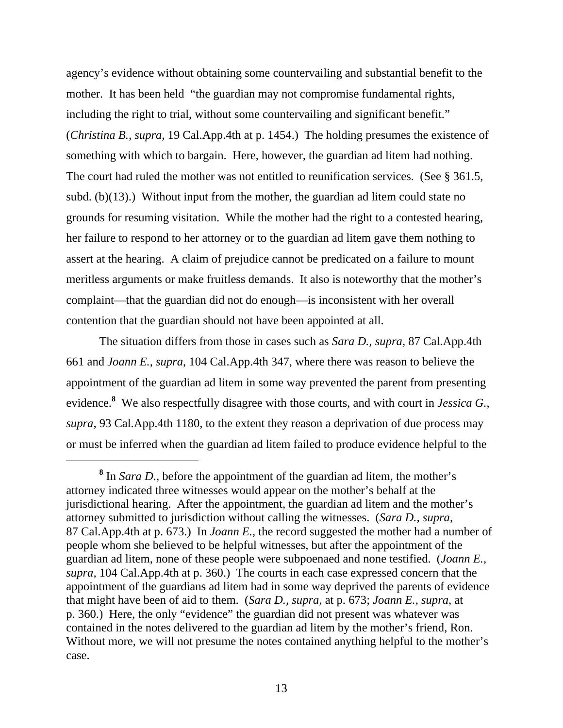agency's evidence without obtaining some countervailing and substantial benefit to the mother. It has been held "the guardian may not compromise fundamental rights, including the right to trial, without some countervailing and significant benefit." (*Christina B., supra,* 19 Cal.App.4th at p. 1454.) The holding presumes the existence of something with which to bargain. Here, however, the guardian ad litem had nothing. The court had ruled the mother was not entitled to reunification services. (See § 361.5, subd. (b)(13).) Without input from the mother, the guardian ad litem could state no grounds for resuming visitation. While the mother had the right to a contested hearing, her failure to respond to her attorney or to the guardian ad litem gave them nothing to assert at the hearing. A claim of prejudice cannot be predicated on a failure to mount meritless arguments or make fruitless demands. It also is noteworthy that the mother's complaint—that the guardian did not do enough—is inconsistent with her overall contention that the guardian should not have been appointed at all.

The situation differs from those in cases such as *Sara D., supra*, 87 Cal.App.4th 661 and *Joann E.*, *supra*, 104 Cal.App.4th 347, where there was reason to believe the appointment of the guardian ad litem in some way prevented the parent from presenting evidence.[8] We also respectfully disagree with those courts, and with court in *Jessica G.*, *supra*, 93 Cal.App.4th 1180, to the extent they reason a deprivation of due process may or must be inferred when the guardian ad litem failed to produce evidence helpful to the

---

[8] In *Sara D.*, before the appointment of the guardian ad litem, the mother's attorney indicated three witnesses would appear on the mother's behalf at the jurisdictional hearing. After the appointment, the guardian ad litem and the mother's attorney submitted to jurisdiction without calling the witnesses. (*Sara D., supra,* 87 Cal.App.4th at p. 673.) In *Joann E.*, the record suggested the mother had a number of people whom she believed to be helpful witnesses, but after the appointment of the guardian ad litem, none of these people were subpoenaed and none testified. (*Joann E., supra,* 104 Cal.App.4th at p. 360.) The courts in each case expressed concern that the appointment of the guardians ad litem had in some way deprived the parents of evidence that might have been of aid to them. (*Sara D., supra*, at p. 673; *Joann E., supra,* at p. 360.) Here, the only "evidence" the guardian did not present was whatever was contained in the notes delivered to the guardian ad litem by the mother's friend, Ron. Without more, we will not presume the notes contained anything helpful to the mother's case.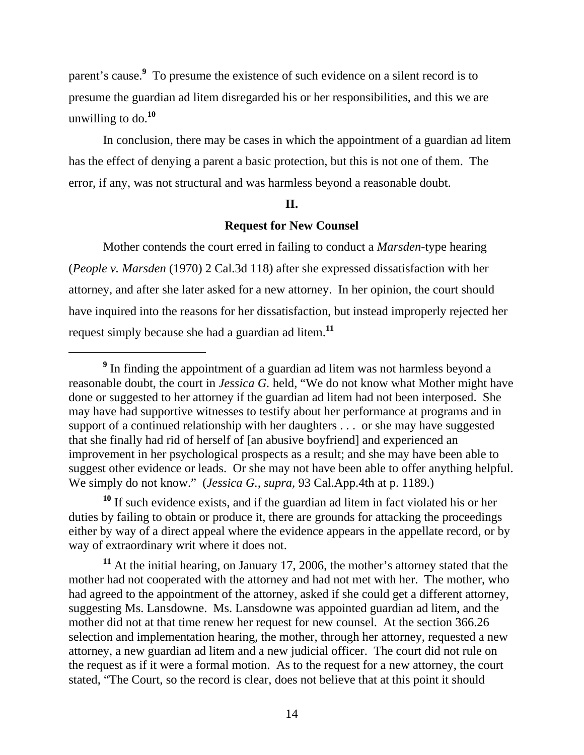parent's cause.[9] To presume the existence of such evidence on a silent record is to presume the guardian ad litem disregarded his or her responsibilities, and this we are unwilling to do.[10]

In conclusion, there may be cases in which the appointment of a guardian ad litem has the effect of denying a parent a basic protection, but this is not one of them. The error, if any, was not structural and was harmless beyond a reasonable doubt.

## II.

## Request for New Counsel

Mother contends the court erred in failing to conduct a *Marsden*-type hearing (*People v. Marsden* (1970) 2 Cal.3d 118) after she expressed dissatisfaction with her attorney, and after she later asked for a new attorney. In her opinion, the court should have inquired into the reasons for her dissatisfaction, but instead improperly rejected her request simply because she had a guardian ad litem.[11]

---

[9] In finding the appointment of a guardian ad litem was not harmless beyond a reasonable doubt, the court in *Jessica G.* held, "We do not know what Mother might have done or suggested to her attorney if the guardian ad litem had not been interposed. She may have had supportive witnesses to testify about her performance at programs and in support of a continued relationship with her daughters . . . or she may have suggested that she finally had rid of herself of [an abusive boyfriend] and experienced an improvement in her psychological prospects as a result; and she may have been able to suggest other evidence or leads. Or she may not have been able to offer anything helpful. We simply do not know." (*Jessica G., supra,* 93 Cal.App.4th at p. 1189.)

[10] If such evidence exists, and if the guardian ad litem in fact violated his or her duties by failing to obtain or produce it, there are grounds for attacking the proceedings either by way of a direct appeal where the evidence appears in the appellate record, or by way of extraordinary writ where it does not.

[11] At the initial hearing, on January 17, 2006, the mother's attorney stated that the mother had not cooperated with the attorney and had not met with her. The mother, who had agreed to the appointment of the attorney, asked if she could get a different attorney, suggesting Ms. Lansdowne. Ms. Lansdowne was appointed guardian ad litem, and the mother did not at that time renew her request for new counsel. At the section 366.26 selection and implementation hearing, the mother, through her attorney, requested a new attorney, a new guardian ad litem and a new judicial officer. The court did not rule on the request as if it were a formal motion. As to the request for a new attorney, the court stated, "The Court, so the record is clear, does not believe that at this point it should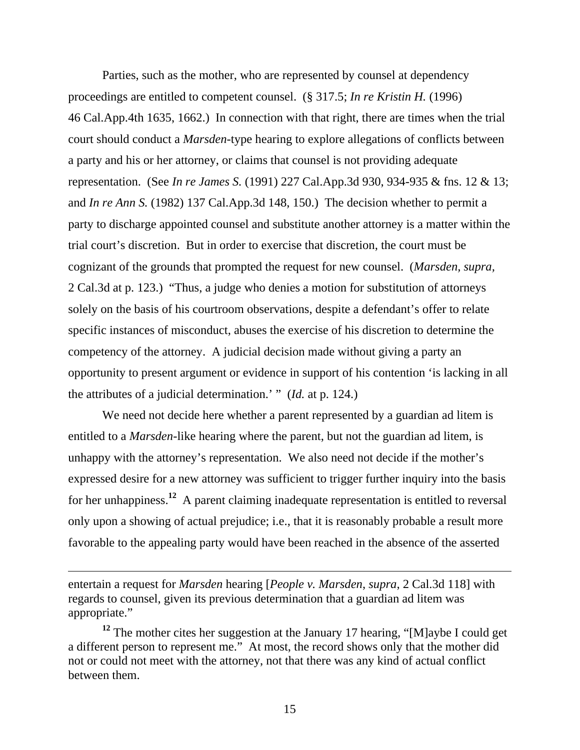Parties, such as the mother, who are represented by counsel at dependency proceedings are entitled to competent counsel. (§ 317.5; *In re Kristin H.* (1996) 46 Cal.App.4th 1635, 1662.) In connection with that right, there are times when the trial court should conduct a *Marsden*-type hearing to explore allegations of conflicts between a party and his or her attorney, or claims that counsel is not providing adequate representation. (See *In re James S.* (1991) 227 Cal.App.3d 930, 934-935 & fns. 12 & 13; and *In re Ann S.* (1982) 137 Cal.App.3d 148, 150.) The decision whether to permit a party to discharge appointed counsel and substitute another attorney is a matter within the trial court's discretion. But in order to exercise that discretion, the court must be cognizant of the grounds that prompted the request for new counsel. (*Marsden, supra,* 2 Cal.3d at p. 123.) "Thus, a judge who denies a motion for substitution of attorneys solely on the basis of his courtroom observations, despite a defendant's offer to relate specific instances of misconduct, abuses the exercise of his discretion to determine the competency of the attorney. A judicial decision made without giving a party an opportunity to present argument or evidence in support of his contention 'is lacking in all the attributes of a judicial determination.' " (*Id.* at p. 124.)

We need not decide here whether a parent represented by a guardian ad litem is entitled to a *Marsden*-like hearing where the parent, but not the guardian ad litem, is unhappy with the attorney's representation. We also need not decide if the mother's expressed desire for a new attorney was sufficient to trigger further inquiry into the basis for her unhappiness.[12] A parent claiming inadequate representation is entitled to reversal only upon a showing of actual prejudice; i.e., that it is reasonably probable a result more favorable to the appealing party would have been reached in the absence of the asserted

---

entertain a request for *Marsden* hearing [*People v. Marsden, supra*, 2 Cal.3d 118] with regards to counsel, given its previous determination that a guardian ad litem was appropriate."

[12] The mother cites her suggestion at the January 17 hearing, "[M]aybe I could get a different person to represent me." At most, the record shows only that the mother did not or could not meet with the attorney, not that there was any kind of actual conflict between them.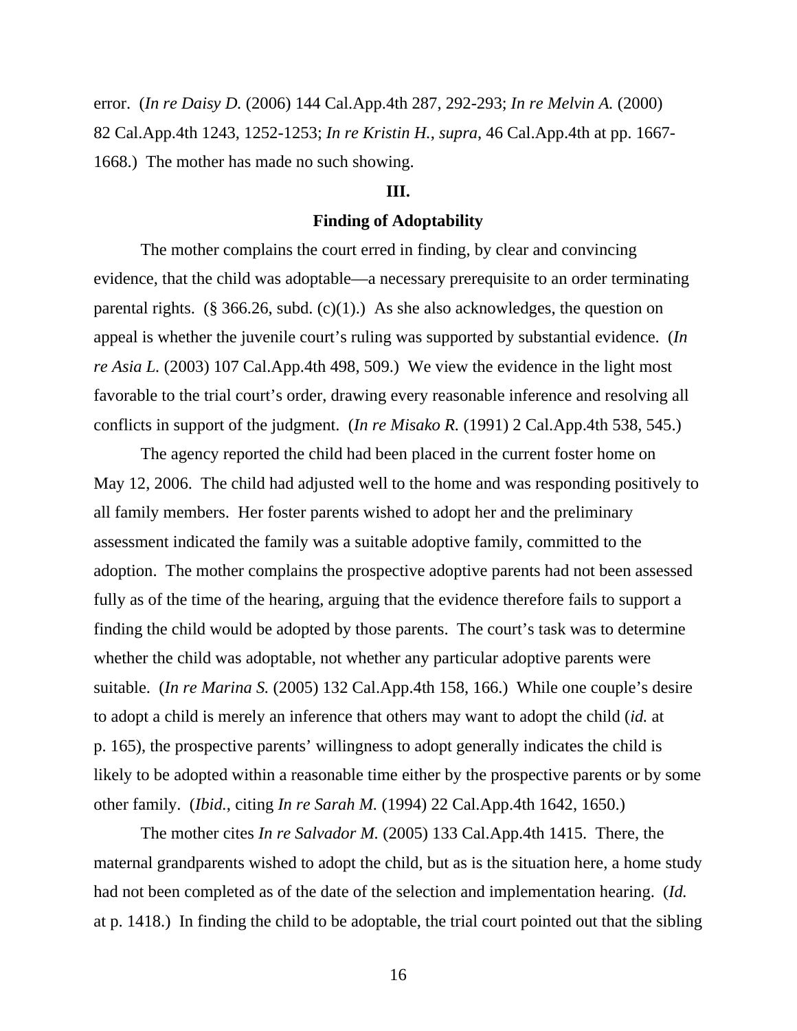error. (*In re Daisy D.* (2006) 144 Cal.App.4th 287, 292-293; *In re Melvin A.* (2000) 82 Cal.App.4th 1243, 1252-1253; *In re Kristin H.*, *supra*, 46 Cal.App.4th at pp. 1667-1668.) The mother has made no such showing.

**III.**

**Finding of Adoptability**

The mother complains the court erred in finding, by clear and convincing evidence, that the child was adoptable—a necessary prerequisite to an order terminating parental rights. (§ 366.26, subd. (c)(1).) As she also acknowledges, the question on appeal is whether the juvenile court's ruling was supported by substantial evidence. (*In re Asia L.* (2003) 107 Cal.App.4th 498, 509.) We view the evidence in the light most favorable to the trial court's order, drawing every reasonable inference and resolving all conflicts in support of the judgment. (*In re Misako R.* (1991) 2 Cal.App.4th 538, 545.)

The agency reported the child had been placed in the current foster home on May 12, 2006. The child had adjusted well to the home and was responding positively to all family members. Her foster parents wished to adopt her and the preliminary assessment indicated the family was a suitable adoptive family, committed to the adoption. The mother complains the prospective adoptive parents had not been assessed fully as of the time of the hearing, arguing that the evidence therefore fails to support a finding the child would be adopted by those parents. The court's task was to determine whether the child was adoptable, not whether any particular adoptive parents were suitable. (*In re Marina S.* (2005) 132 Cal.App.4th 158, 166.) While one couple's desire to adopt a child is merely an inference that others may want to adopt the child (*id.* at p. 165), the prospective parents' willingness to adopt generally indicates the child is likely to be adopted within a reasonable time either by the prospective parents or by some other family. (*Ibid.*, citing *In re Sarah M.* (1994) 22 Cal.App.4th 1642, 1650.)

The mother cites *In re Salvador M.* (2005) 133 Cal.App.4th 1415. There, the maternal grandparents wished to adopt the child, but as is the situation here, a home study had not been completed as of the date of the selection and implementation hearing. (*Id.* at p. 1418.) In finding the child to be adoptable, the trial court pointed out that the sibling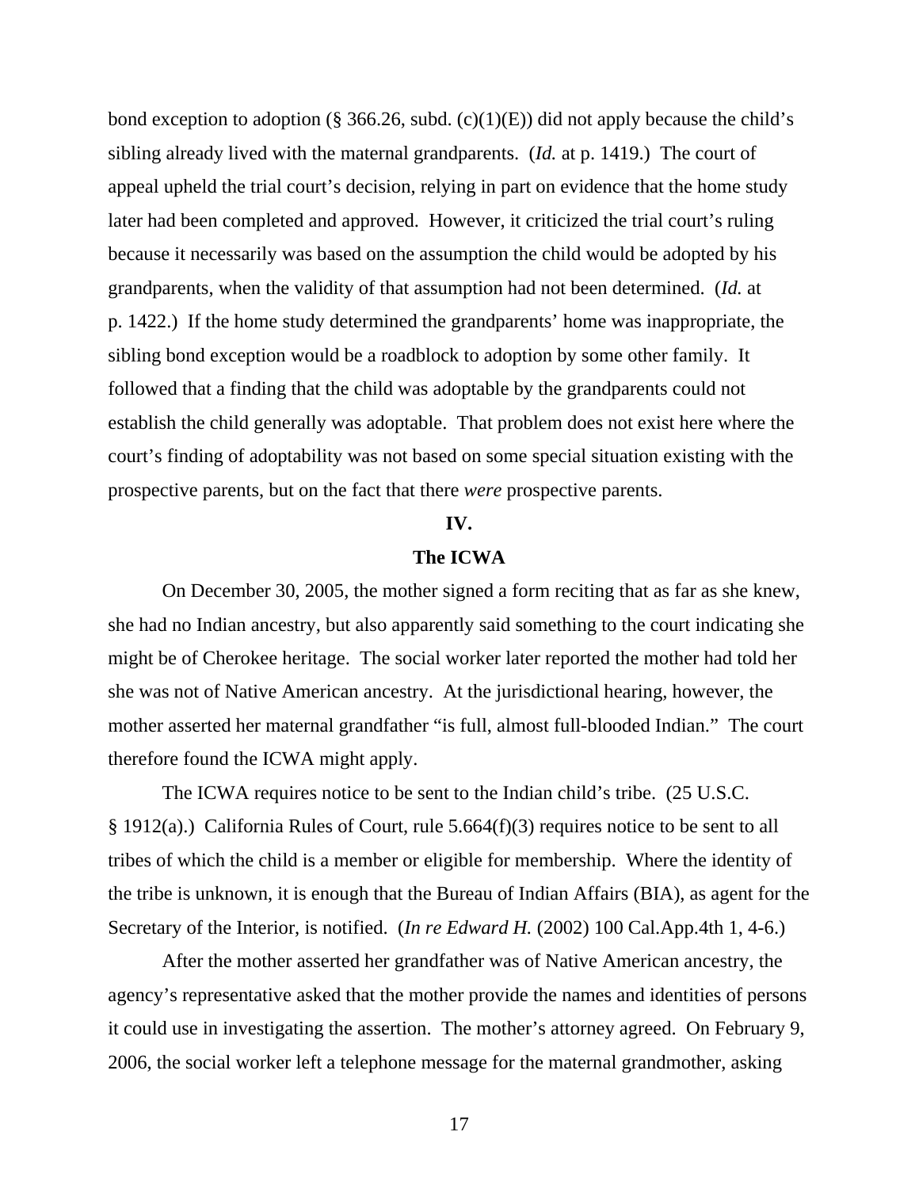bond exception to adoption (§ 366.26, subd. (c)(1)(E)) did not apply because the child's sibling already lived with the maternal grandparents. (*Id.* at p. 1419.) The court of appeal upheld the trial court's decision, relying in part on evidence that the home study later had been completed and approved. However, it criticized the trial court's ruling because it necessarily was based on the assumption the child would be adopted by his grandparents, when the validity of that assumption had not been determined. (*Id.* at p. 1422.) If the home study determined the grandparents' home was inappropriate, the sibling bond exception would be a roadblock to adoption by some other family. It followed that a finding that the child was adoptable by the grandparents could not establish the child generally was adoptable. That problem does not exist here where the court's finding of adoptability was not based on some special situation existing with the prospective parents, but on the fact that there *were* prospective parents.

**IV.**

**The ICWA**

On December 30, 2005, the mother signed a form reciting that as far as she knew, she had no Indian ancestry, but also apparently said something to the court indicating she might be of Cherokee heritage. The social worker later reported the mother had told her she was not of Native American ancestry. At the jurisdictional hearing, however, the mother asserted her maternal grandfather "is full, almost full-blooded Indian." The court therefore found the ICWA might apply.

The ICWA requires notice to be sent to the Indian child's tribe. (25 U.S.C. § 1912(a).) California Rules of Court, rule 5.664(f)(3) requires notice to be sent to all tribes of which the child is a member or eligible for membership. Where the identity of the tribe is unknown, it is enough that the Bureau of Indian Affairs (BIA), as agent for the Secretary of the Interior, is notified. (*In re Edward H.* (2002) 100 Cal.App.4th 1, 4-6.)

After the mother asserted her grandfather was of Native American ancestry, the agency's representative asked that the mother provide the names and identities of persons it could use in investigating the assertion. The mother's attorney agreed. On February 9, 2006, the social worker left a telephone message for the maternal grandmother, asking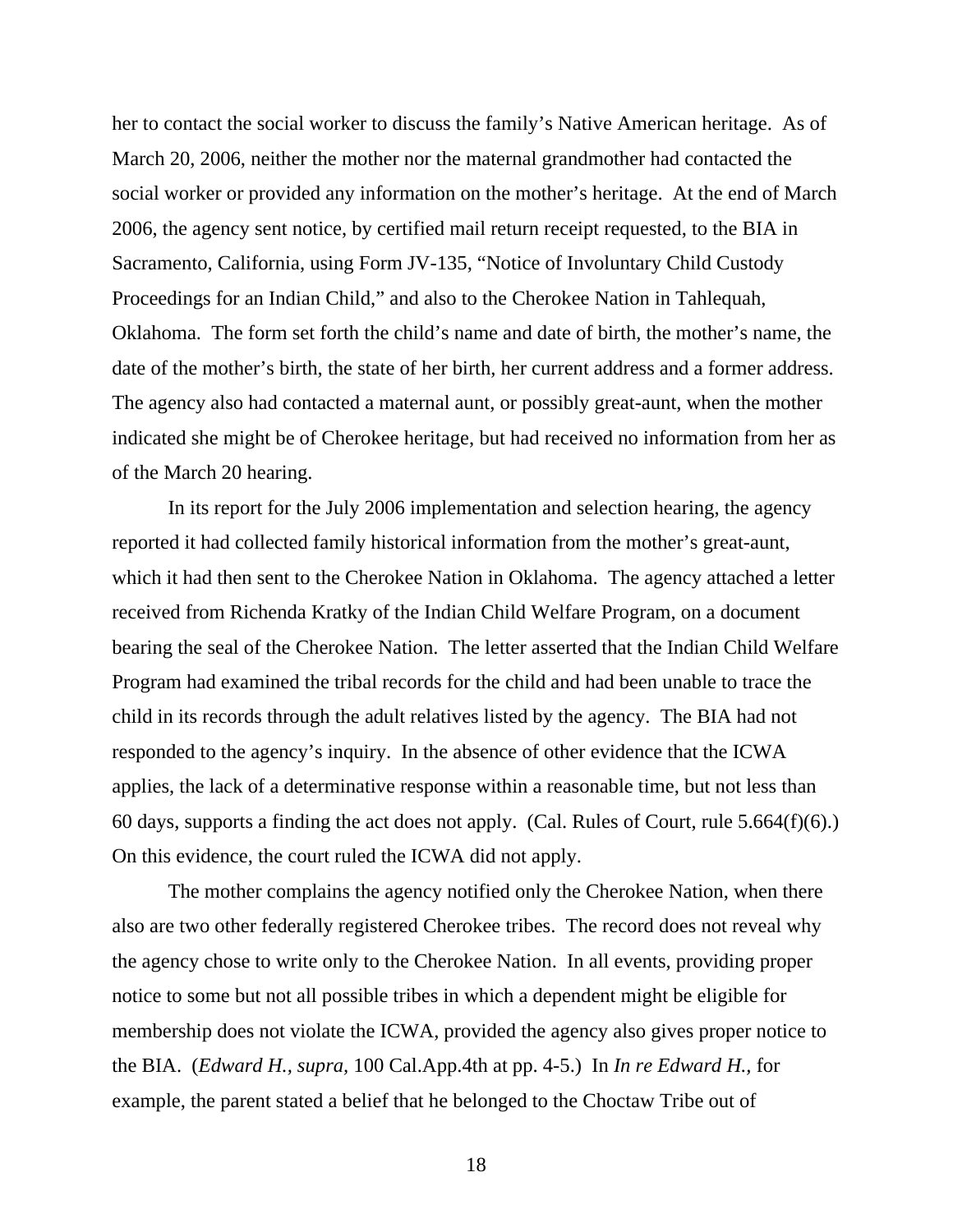her to contact the social worker to discuss the family's Native American heritage. As of March 20, 2006, neither the mother nor the maternal grandmother had contacted the social worker or provided any information on the mother's heritage. At the end of March 2006, the agency sent notice, by certified mail return receipt requested, to the BIA in Sacramento, California, using Form JV-135, "Notice of Involuntary Child Custody Proceedings for an Indian Child," and also to the Cherokee Nation in Tahlequah, Oklahoma. The form set forth the child's name and date of birth, the mother's name, the date of the mother's birth, the state of her birth, her current address and a former address. The agency also had contacted a maternal aunt, or possibly great-aunt, when the mother indicated she might be of Cherokee heritage, but had received no information from her as of the March 20 hearing.

In its report for the July 2006 implementation and selection hearing, the agency reported it had collected family historical information from the mother's great-aunt, which it had then sent to the Cherokee Nation in Oklahoma. The agency attached a letter received from Richenda Kratky of the Indian Child Welfare Program, on a document bearing the seal of the Cherokee Nation. The letter asserted that the Indian Child Welfare Program had examined the tribal records for the child and had been unable to trace the child in its records through the adult relatives listed by the agency. The BIA had not responded to the agency's inquiry. In the absence of other evidence that the ICWA applies, the lack of a determinative response within a reasonable time, but not less than 60 days, supports a finding the act does not apply. (Cal. Rules of Court, rule 5.664(f)(6).) On this evidence, the court ruled the ICWA did not apply.

The mother complains the agency notified only the Cherokee Nation, when there also are two other federally registered Cherokee tribes. The record does not reveal why the agency chose to write only to the Cherokee Nation. In all events, providing proper notice to some but not all possible tribes in which a dependent might be eligible for membership does not violate the ICWA, provided the agency also gives proper notice to the BIA. (*Edward H., supra,* 100 Cal.App.4th at pp. 4-5.) In *In re Edward H.*, for example, the parent stated a belief that he belonged to the Choctaw Tribe out of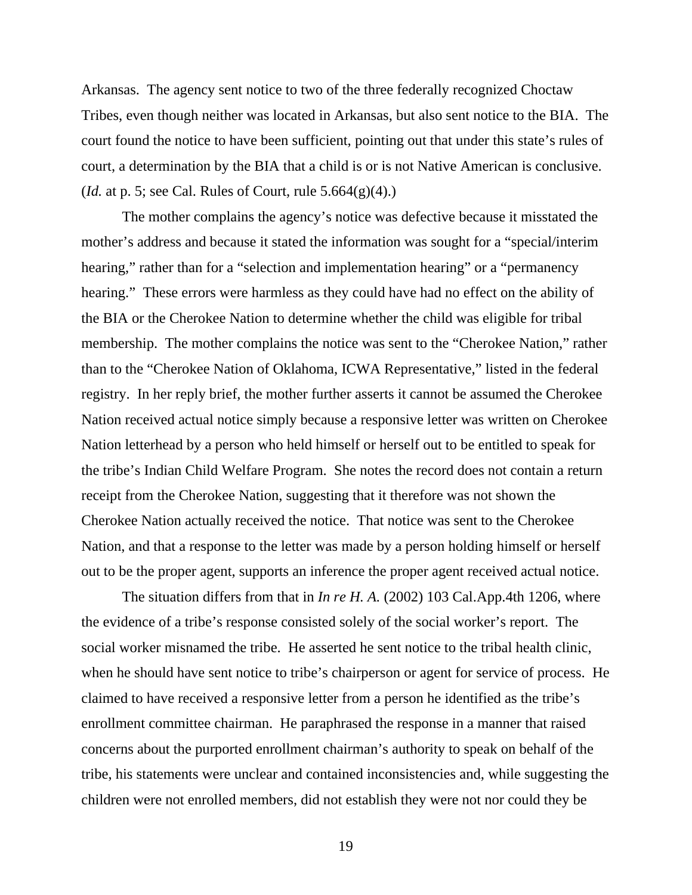Arkansas. The agency sent notice to two of the three federally recognized Choctaw Tribes, even though neither was located in Arkansas, but also sent notice to the BIA. The court found the notice to have been sufficient, pointing out that under this state's rules of court, a determination by the BIA that a child is or is not Native American is conclusive. (*Id.* at p. 5; see Cal. Rules of Court, rule 5.664(g)(4).)

The mother complains the agency's notice was defective because it misstated the mother's address and because it stated the information was sought for a "special/interim hearing," rather than for a "selection and implementation hearing" or a "permanency hearing." These errors were harmless as they could have had no effect on the ability of the BIA or the Cherokee Nation to determine whether the child was eligible for tribal membership. The mother complains the notice was sent to the "Cherokee Nation," rather than to the "Cherokee Nation of Oklahoma, ICWA Representative," listed in the federal registry. In her reply brief, the mother further asserts it cannot be assumed the Cherokee Nation received actual notice simply because a responsive letter was written on Cherokee Nation letterhead by a person who held himself or herself out to be entitled to speak for the tribe's Indian Child Welfare Program. She notes the record does not contain a return receipt from the Cherokee Nation, suggesting that it therefore was not shown the Cherokee Nation actually received the notice. That notice was sent to the Cherokee Nation, and that a response to the letter was made by a person holding himself or herself out to be the proper agent, supports an inference the proper agent received actual notice.

The situation differs from that in *In re H. A.* (2002) 103 Cal.App.4th 1206, where the evidence of a tribe's response consisted solely of the social worker's report. The social worker misnamed the tribe. He asserted he sent notice to the tribal health clinic, when he should have sent notice to tribe's chairperson or agent for service of process. He claimed to have received a responsive letter from a person he identified as the tribe's enrollment committee chairman. He paraphrased the response in a manner that raised concerns about the purported enrollment chairman's authority to speak on behalf of the tribe, his statements were unclear and contained inconsistencies and, while suggesting the children were not enrolled members, did not establish they were not nor could they be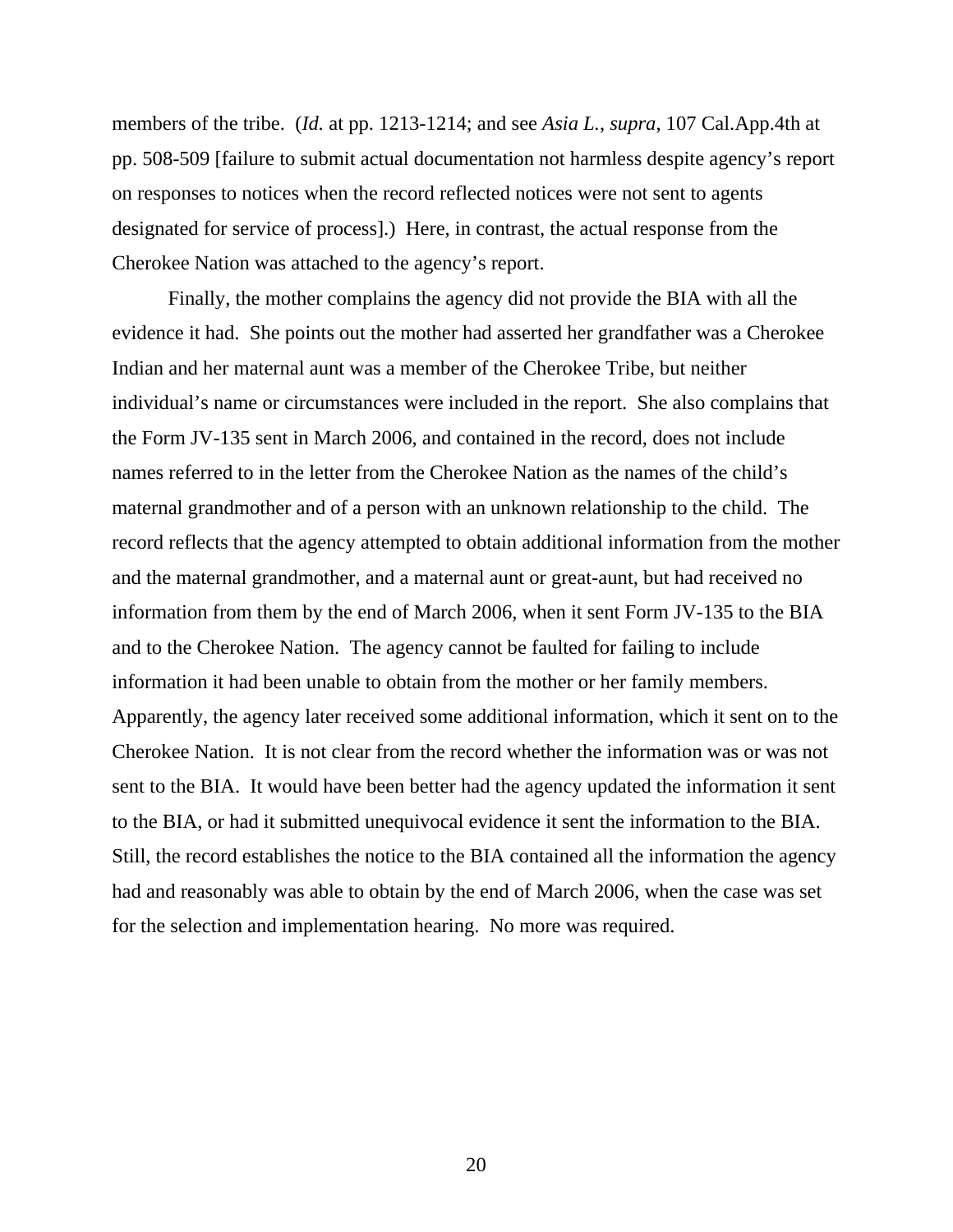members of the tribe. (*Id.* at pp. 1213-1214; and see *Asia L.*, *supra*, 107 Cal.App.4th at pp. 508-509 [failure to submit actual documentation not harmless despite agency's report on responses to notices when the record reflected notices were not sent to agents designated for service of process].) Here, in contrast, the actual response from the Cherokee Nation was attached to the agency's report.

Finally, the mother complains the agency did not provide the BIA with all the evidence it had. She points out the mother had asserted her grandfather was a Cherokee Indian and her maternal aunt was a member of the Cherokee Tribe, but neither individual's name or circumstances were included in the report. She also complains that the Form JV-135 sent in March 2006, and contained in the record, does not include names referred to in the letter from the Cherokee Nation as the names of the child's maternal grandmother and of a person with an unknown relationship to the child. The record reflects that the agency attempted to obtain additional information from the mother and the maternal grandmother, and a maternal aunt or great-aunt, but had received no information from them by the end of March 2006, when it sent Form JV-135 to the BIA and to the Cherokee Nation. The agency cannot be faulted for failing to include information it had been unable to obtain from the mother or her family members. Apparently, the agency later received some additional information, which it sent on to the Cherokee Nation. It is not clear from the record whether the information was or was not sent to the BIA. It would have been better had the agency updated the information it sent to the BIA, or had it submitted unequivocal evidence it sent the information to the BIA. Still, the record establishes the notice to the BIA contained all the information the agency had and reasonably was able to obtain by the end of March 2006, when the case was set for the selection and implementation hearing. No more was required.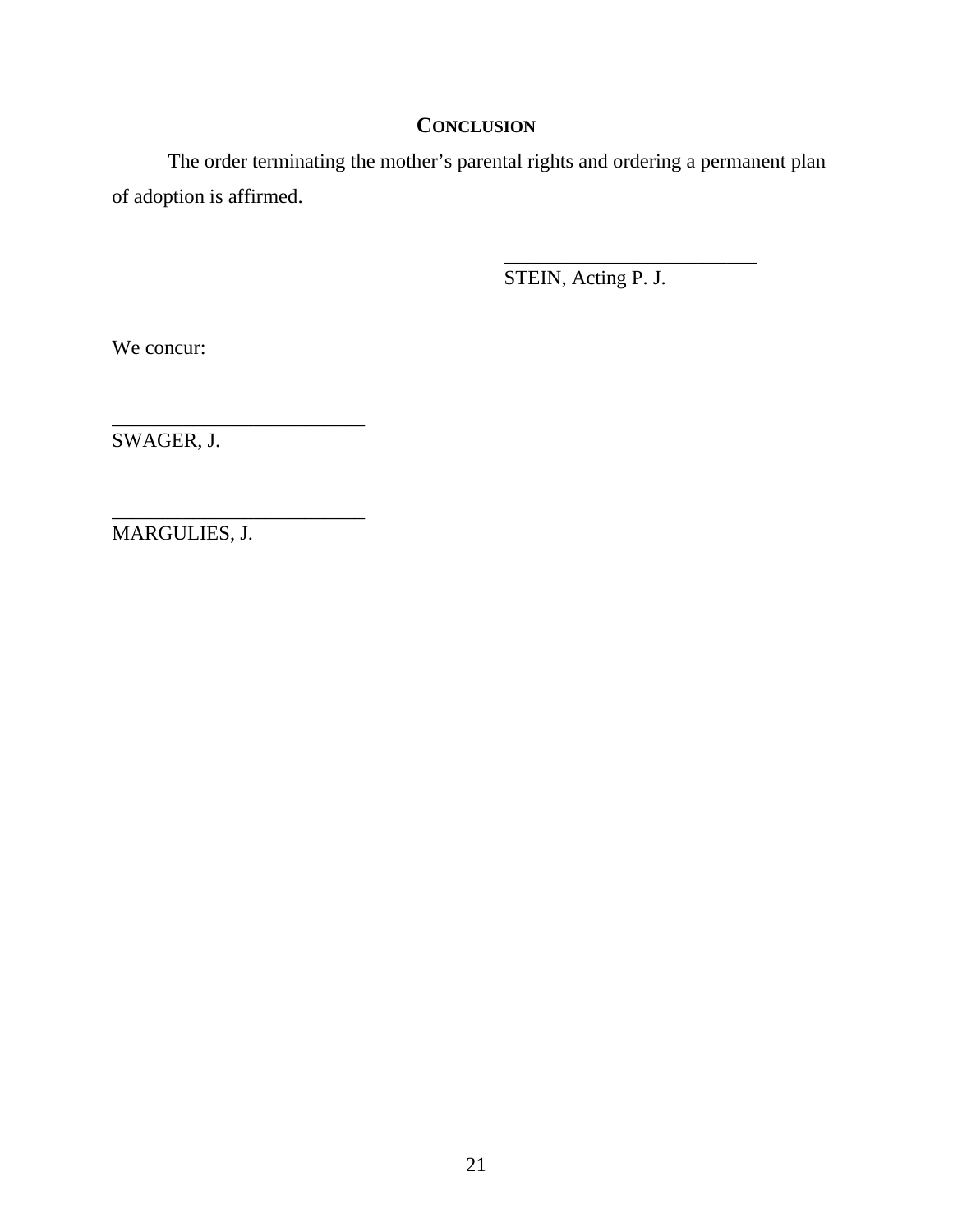## CONCLUSION

The order terminating the mother's parental rights and ordering a permanent plan of adoption is affirmed.

_________________________
STEIN, Acting P. J.

We concur:

_________________________
SWAGER, J.

_________________________
MARGULIES, J.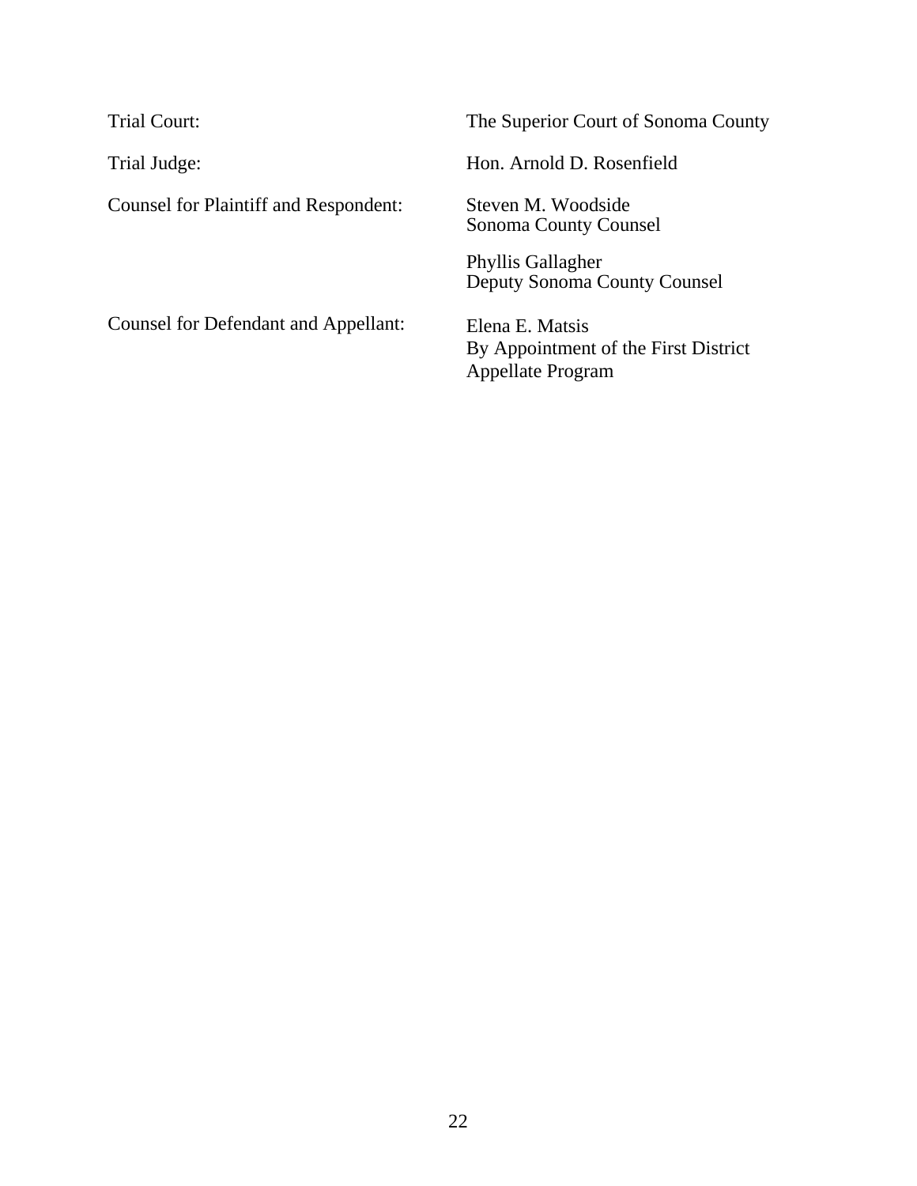| | |
|---|---|
| Trial Court: | The Superior Court of Sonoma County |
| Trial Judge: | Hon. Arnold D. Rosenfield |
| Counsel for Plaintiff and Respondent: | Steven M. Woodside<br>Sonoma County Counsel<br><br>Phyllis Gallagher<br>Deputy Sonoma County Counsel |
| Counsel for Defendant and Appellant: | Elena E. Matsis<br>By Appointment of the First District Appellate Program |